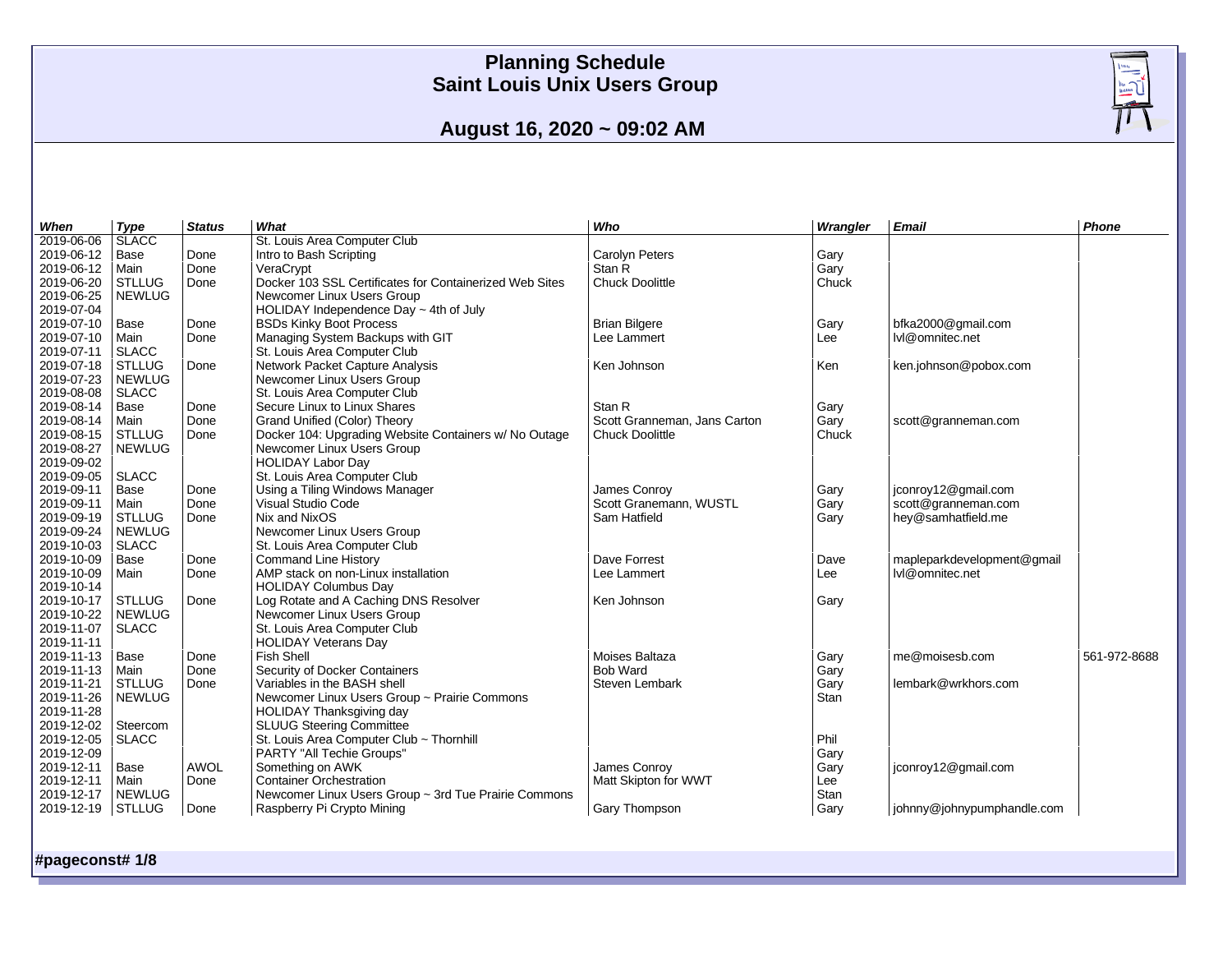# Planning Schedule
# Saint Louis Unix Users Group

## August 16, 2020 ~ 09:02 AM

| When | Type | Status | What | Who | Wrangler | Email | Phone |
|---|---|---|---|---|---|---|---|
| 2019-06-06 | SLACC | | St. Louis Area Computer Club | | | | |
| 2019-06-12 | Base | Done | Intro to Bash Scripting | Carolyn Peters | Gary | | |
| 2019-06-12 | Main | Done | VeraCrypt | Stan R | Gary | | |
| 2019-06-20 | STLLUG | Done | Docker 103 SSL Certificates for Containerized Web Sites | Chuck Doolittle | Chuck | | |
| 2019-06-25 | NEWLUG | | Newcomer Linux Users Group | | | | |
| 2019-07-04 | | | HOLIDAY Independence Day ~ 4th of July | | | | |
| 2019-07-10 | Base | Done | BSDs Kinky Boot Process | Brian Bilgere | Gary | bfka2000@gmail.com | |
| 2019-07-10 | Main | Done | Managing System Backups with GIT | Lee Lammert | Lee | lvl@omnitec.net | |
| 2019-07-11 | SLACC | | St. Louis Area Computer Club | | | | |
| 2019-07-18 | STLLUG | Done | Network Packet Capture Analysis | Ken Johnson | Ken | ken.johnson@pobox.com | |
| 2019-07-23 | NEWLUG | | Newcomer Linux Users Group | | | | |
| 2019-08-08 | SLACC | | St. Louis Area Computer Club | | | | |
| 2019-08-14 | Base | Done | Secure Linux to Linux Shares | Stan R | Gary | | |
| 2019-08-14 | Main | Done | Grand Unified (Color) Theory | Scott Granneman, Jans Carton | Gary | scott@granneman.com | |
| 2019-08-15 | STLLUG | Done | Docker 104: Upgrading Website Containers w/ No Outage | Chuck Doolittle | Chuck | | |
| 2019-08-27 | NEWLUG | | Newcomer Linux Users Group | | | | |
| 2019-09-02 | | | HOLIDAY Labor Day | | | | |
| 2019-09-05 | SLACC | | St. Louis Area Computer Club | | | | |
| 2019-09-11 | Base | Done | Using a Tiling Windows Manager | James Conroy | Gary | jconroy12@gmail.com | |
| 2019-09-11 | Main | Done | Visual Studio Code | Scott Granemann, WUSTL | Gary | scott@granneman.com | |
| 2019-09-19 | STLLUG | Done | Nix and NixOS | Sam Hatfield | Gary | hey@samhatfield.me | |
| 2019-09-24 | NEWLUG | | Newcomer Linux Users Group | | | | |
| 2019-10-03 | SLACC | | St. Louis Area Computer Club | | | | |
| 2019-10-09 | Base | Done | Command Line History | Dave Forrest | Dave | mapleparkdevelopment@gmail | |
| 2019-10-09 | Main | Done | AMP stack on non-Linux installation | Lee Lammert | Lee | lvl@omnitec.net | |
| 2019-10-14 | | | HOLIDAY Columbus Day | | | | |
| 2019-10-17 | STLLUG | Done | Log Rotate and A Caching DNS Resolver | Ken Johnson | Gary | | |
| 2019-10-22 | NEWLUG | | Newcomer Linux Users Group | | | | |
| 2019-11-07 | SLACC | | St. Louis Area Computer Club | | | | |
| 2019-11-11 | | | HOLIDAY Veterans Day | | | | |
| 2019-11-13 | Base | Done | Fish Shell | Moises Baltaza | Gary | me@moisesb.com | 561-972-8688 |
| 2019-11-13 | Main | Done | Security of Docker Containers | Bob Ward | Gary | | |
| 2019-11-21 | STLLUG | Done | Variables in the BASH shell | Steven Lembark | Gary | lembark@wrkhors.com | |
| 2019-11-26 | NEWLUG | | Newcomer Linux Users Group ~ Prairie Commons | | Stan | | |
| 2019-11-28 | | | HOLIDAY Thanksgiving day | | | | |
| 2019-12-02 | Steercom | | SLUUG Steering Committee | | | | |
| 2019-12-05 | SLACC | | St. Louis Area Computer Club ~ Thornhill | | Phil | | |
| 2019-12-09 | | | PARTY "All Techie Groups" | | Gary | | |
| 2019-12-11 | Base | AWOL | Something on AWK | James Conroy | Gary | jconroy12@gmail.com | |
| 2019-12-11 | Main | Done | Container Orchestration | Matt Skipton for WWT | Lee | | |
| 2019-12-17 | NEWLUG | | Newcomer Linux Users Group ~ 3rd Tue Prairie Commons | | Stan | | |
| 2019-12-19 | STLLUG | Done | Raspberry Pi Crypto Mining | Gary Thompson | Gary | johnny@johnypumphandle.com | |

**#pageconst# 1/8**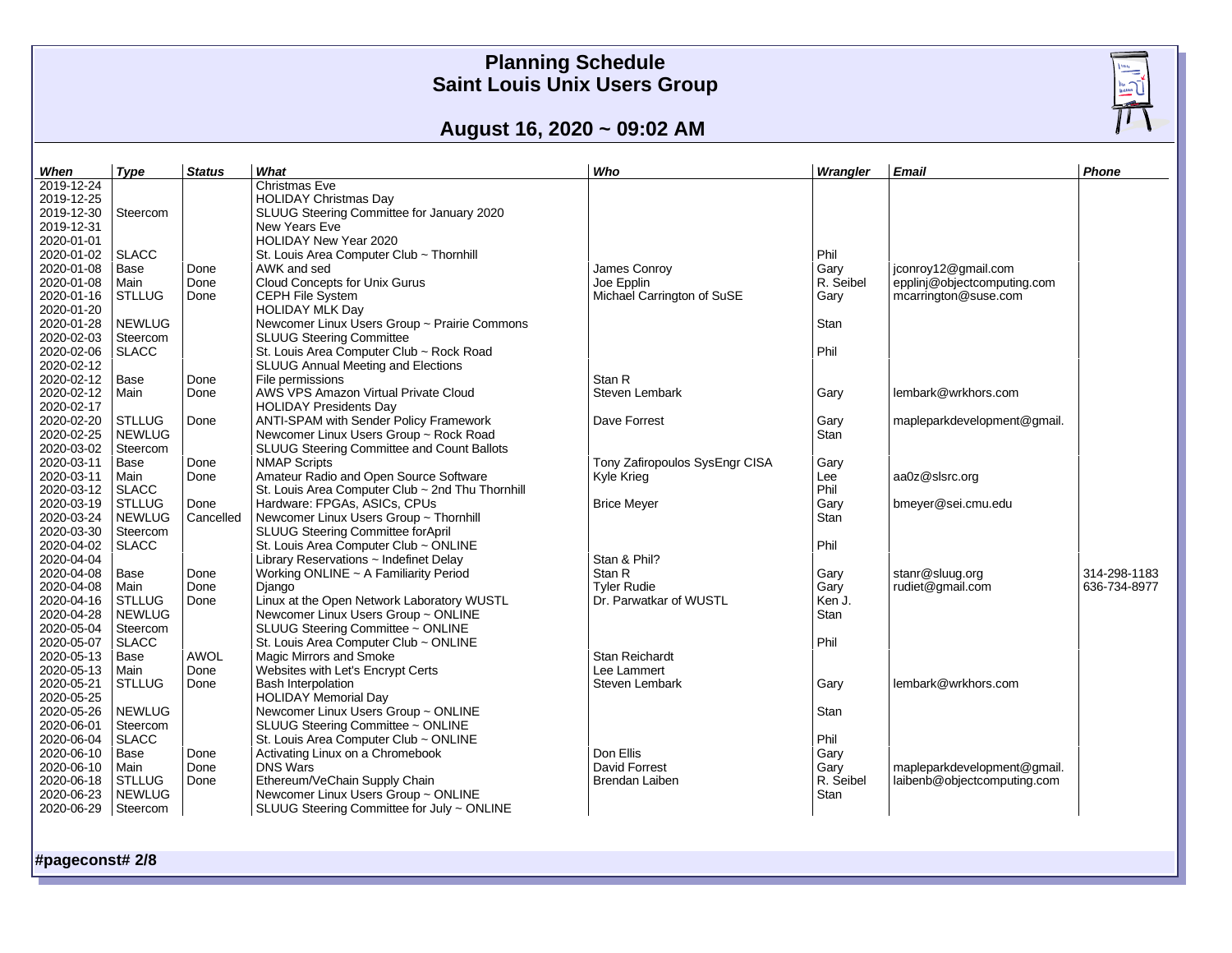# Planning Schedule
# Saint Louis Unix Users Group

## August 16, 2020 ~ 09:02 AM

| When | Type | Status | What | Who | Wrangler | Email | Phone |
|---|---|---|---|---|---|---|---|
| 2019-12-24 | | | Christmas Eve | | | | |
| 2019-12-25 | | | HOLIDAY Christmas Day | | | | |
| 2019-12-30 | Steercom | | SLUUG Steering Committee for January 2020 | | | | |
| 2019-12-31 | | | New Years Eve | | | | |
| 2020-01-01 | | | HOLIDAY New Year 2020 | | | | |
| 2020-01-02 | SLACC | | St. Louis Area Computer Club ~ Thornhill | | Phil | | |
| 2020-01-08 | Base | Done | AWK and sed | James Conroy | Gary | jconroy12@gmail.com | |
| 2020-01-08 | Main | Done | Cloud Concepts for Unix Gurus | Joe Epplin | R. Seibel | epplinj@objectcomputing.com | |
| 2020-01-16 | STLLUG | Done | CEPH File System | Michael Carrington of SuSE | Gary | mcarrington@suse.com | |
| 2020-01-20 | | | HOLIDAY MLK Day | | | | |
| 2020-01-28 | NEWLUG | | Newcomer Linux Users Group ~ Prairie Commons | | Stan | | |
| 2020-02-03 | Steercom | | SLUUG Steering Committee | | | | |
| 2020-02-06 | SLACC | | St. Louis Area Computer Club ~ Rock Road | | Phil | | |
| 2020-02-12 | | | SLUUG Annual Meeting and Elections | | | | |
| 2020-02-12 | Base | Done | File permissions | Stan R | | | |
| 2020-02-12 | Main | Done | AWS VPS Amazon Virtual Private Cloud | Steven Lembark | Gary | lembark@wrkhors.com | |
| 2020-02-17 | | | HOLIDAY Presidents Day | | | | |
| 2020-02-20 | STLLUG | Done | ANTI-SPAM with Sender Policy Framework | Dave Forrest | Gary | mapleparkdevelopment@gmail. | |
| 2020-02-25 | NEWLUG | | Newcomer Linux Users Group ~ Rock Road | | Stan | | |
| 2020-03-02 | Steercom | | SLUUG Steering Committee and Count Ballots | | | | |
| 2020-03-11 | Base | Done | NMAP Scripts | Tony Zafiropoulos SysEngr CISA | Gary | | |
| 2020-03-11 | Main | Done | Amateur Radio and Open Source Software | Kyle Krieg | Lee | aa0z@slsrc.org | |
| 2020-03-12 | SLACC | | St. Louis Area Computer Club ~ 2nd Thu Thornhill | | Phil | | |
| 2020-03-19 | STLLUG | Done | Hardware: FPGAs, ASICs, CPUs | Brice Meyer | Gary | bmeyer@sei.cmu.edu | |
| 2020-03-24 | NEWLUG | Cancelled | Newcomer Linux Users Group ~ Thornhill | | Stan | | |
| 2020-03-30 | Steercom | | SLUUG Steering Committee forApril | | | | |
| 2020-04-02 | SLACC | | St. Louis Area Computer Club ~ ONLINE | | Phil | | |
| 2020-04-04 | | | Library Reservations ~ Indefinet Delay | Stan & Phil? | | | |
| 2020-04-08 | Base | Done | Working ONLINE ~ A Familiarity Period | Stan R | Gary | stanr@sluug.org | 314-298-1183 |
| 2020-04-08 | Main | Done | Django | Tyler Rudie | Gary | rudiet@gmail.com | 636-734-8977 |
| 2020-04-16 | STLLUG | Done | Linux at the Open Network Laboratory WUSTL | Dr. Parwatkar of WUSTL | Ken J. | | |
| 2020-04-28 | NEWLUG | | Newcomer Linux Users Group ~ ONLINE | | Stan | | |
| 2020-05-04 | Steercom | | SLUUG Steering Committee ~ ONLINE | | | | |
| 2020-05-07 | SLACC | | St. Louis Area Computer Club ~ ONLINE | | Phil | | |
| 2020-05-13 | Base | AWOL | Magic Mirrors and Smoke | Stan Reichardt | | | |
| 2020-05-13 | Main | Done | Websites with Let's Encrypt Certs | Lee Lammert | | | |
| 2020-05-21 | STLLUG | Done | Bash Interpolation | Steven Lembark | Gary | lembark@wrkhors.com | |
| 2020-05-25 | | | HOLIDAY Memorial Day | | | | |
| 2020-05-26 | NEWLUG | | Newcomer Linux Users Group ~ ONLINE | | Stan | | |
| 2020-06-01 | Steercom | | SLUUG Steering Committee ~ ONLINE | | | | |
| 2020-06-04 | SLACC | | St. Louis Area Computer Club ~ ONLINE | | Phil | | |
| 2020-06-10 | Base | Done | Activating Linux on a Chromebook | Don Ellis | Gary | | |
| 2020-06-10 | Main | Done | DNS Wars | David Forrest | Gary | mapleparkdevelopment@gmail. | |
| 2020-06-18 | STLLUG | Done | Ethereum/VeChain Supply Chain | Brendan Laiben | R. Seibel | laibenb@objectcomputing.com | |
| 2020-06-23 | NEWLUG | | Newcomer Linux Users Group ~ ONLINE | | Stan | | |
| 2020-06-29 | Steercom | | SLUUG Steering Committee for July ~ ONLINE | | | | |

**#pageconst# 2/8**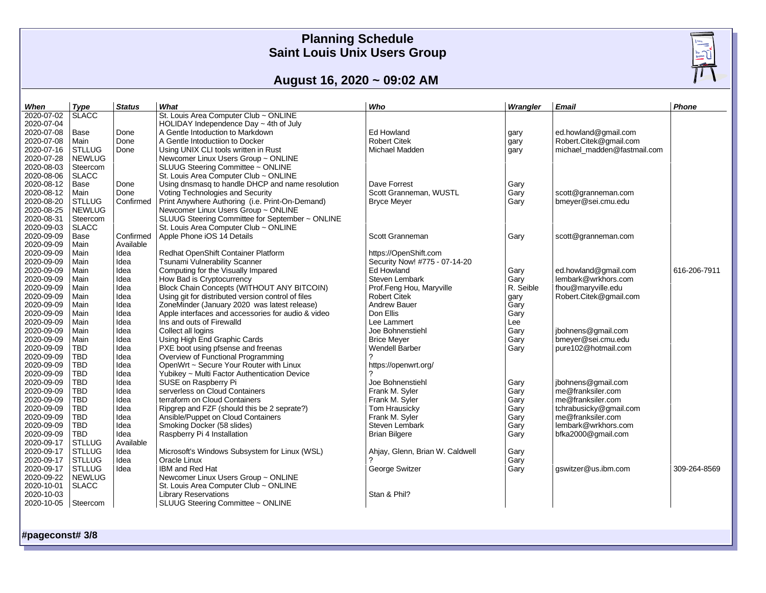# Planning Schedule
# Saint Louis Unix Users Group

## August 16, 2020 ~ 09:02 AM

| When | Type | Status | What | Who | Wrangler | Email | Phone |
|---|---|---|---|---|---|---|---|
| 2020-07-02 | SLACC | | St. Louis Area Computer Club ~ ONLINE | | | | |
| 2020-07-04 | | | HOLIDAY Independence Day ~ 4th of July | | | | |
| 2020-07-08 | Base | Done | A Gentle Intoduction to Markdown | Ed Howland | gary | ed.howland@gmail.com | |
| 2020-07-08 | Main | Done | A Gentle Intoductiion to Docker | Robert Citek | gary | Robert.Citek@gmail.com | |
| 2020-07-16 | STLLUG | Done | Using UNIX CLI tools written in Rust | Michael Madden | gary | michael_madden@fastmail.com | |
| 2020-07-28 | NEWLUG | | Newcomer Linux Users Group ~ ONLINE | | | | |
| 2020-08-03 | Steercom | | SLUUG Steering Committee ~ ONLINE | | | | |
| 2020-08-06 | SLACC | | St. Louis Area Computer Club ~ ONLINE | | | | |
| 2020-08-12 | Base | Done | Using dnsmasq to handle DHCP and name resolution | Dave Forrest | Gary | | |
| 2020-08-12 | Main | Done | Voting Technologies and Security | Scott Granneman, WUSTL | Gary | scott@granneman.com | |
| 2020-08-20 | STLLUG | Confirmed | Print Anywhere Authoring (i.e. Print-On-Demand) | Bryce Meyer | Gary | bmeyer@sei.cmu.edu | |
| 2020-08-25 | NEWLUG | | Newcomer Linux Users Group ~ ONLINE | | | | |
| 2020-08-31 | Steercom | | SLUUG Steering Committee for September ~ ONLINE | | | | |
| 2020-09-03 | SLACC | | St. Louis Area Computer Club ~ ONLINE | | | | |
| 2020-09-09 | Base | Confirmed | Apple Phone iOS 14 Details | Scott Granneman | Gary | scott@granneman.com | |
| 2020-09-09 | Main | Available | | | | | |
| 2020-09-09 | Main | Idea | Redhat OpenShift Container Platform | https://OpenShift.com | | | |
| 2020-09-09 | Main | Idea | Tsunami Vulnerability Scanner | Security Now! #775 - 07-14-20 | | | |
| 2020-09-09 | Main | Idea | Computing for the Visually Impared | Ed Howland | Gary | ed.howland@gmail.com | 616-206-7911 |
| 2020-09-09 | Main | Idea | How Bad is Cryptocurrency | Steven Lembark | Gary | lembark@wrkhors.com | |
| 2020-09-09 | Main | Idea | Block Chain Concepts (WITHOUT ANY BITCOIN) | Prof.Feng Hou, Maryville | R. Seible | fhou@maryville.edu | |
| 2020-09-09 | Main | Idea | Using git for distributed version control of files | Robert Citek | gary | Robert.Citek@gmail.com | |
| 2020-09-09 | Main | Idea | ZoneMinder (January 2020 was latest release) | Andrew Bauer | Gary | | |
| 2020-09-09 | Main | Idea | Apple interfaces and accessories for audio & video | Don Ellis | Gary | | |
| 2020-09-09 | Main | Idea | Ins and outs of Firewalld | Lee Lammert | Lee | | |
| 2020-09-09 | Main | Idea | Collect all logins | Joe Bohnenstiehl | Gary | jbohnens@gmail.com | |
| 2020-09-09 | Main | Idea | Using High End Graphic Cards | Brice Meyer | Gary | bmeyer@sei.cmu.edu | |
| 2020-09-09 | TBD | Idea | PXE boot using pfsense and freenas | Wendell Barber | Gary | pure102@hotmail.com | |
| 2020-09-09 | TBD | Idea | Overview of Functional Programming | ? | | | |
| 2020-09-09 | TBD | Idea | OpenWrt ~ Secure Your Router with Linux | https://openwrt.org/ | | | |
| 2020-09-09 | TBD | Idea | Yubikey ~ Multi Factor Authentication Device | ? | | | |
| 2020-09-09 | TBD | Idea | SUSE on Raspberry Pi | Joe Bohnenstiehl | Gary | jbohnens@gmail.com | |
| 2020-09-09 | TBD | Idea | serverless on Cloud Containers | Frank M. Syler | Gary | me@franksiler.com | |
| 2020-09-09 | TBD | Idea | terraform on Cloud Containers | Frank M. Syler | Gary | me@franksiler.com | |
| 2020-09-09 | TBD | Idea | Ripgrep and FZF (should this be 2 seprate?) | Tom Hrausicky | Gary | tchrabusicky@gmail.com | |
| 2020-09-09 | TBD | Idea | Ansible/Puppet on Cloud Containers | Frank M. Syler | Gary | me@franksiler.com | |
| 2020-09-09 | TBD | Idea | Smoking Docker (58 slides) | Steven Lembark | Gary | lembark@wrkhors.com | |
| 2020-09-09 | TBD | Idea | Raspberry Pi 4 Installation | Brian Bilgere | Gary | bfka2000@gmail.com | |
| 2020-09-17 | STLLUG | Available | | | | | |
| 2020-09-17 | STLLUG | Idea | Microsoft's Windows Subsystem for Linux (WSL) | Ahjay, Glenn, Brian W. Caldwell | Gary | | |
| 2020-09-17 | STLLUG | Idea | Oracle Linux | ? | Gary | | |
| 2020-09-17 | STLLUG | Idea | IBM and Red Hat | George Switzer | Gary | gswitzer@us.ibm.com | 309-264-8569 |
| 2020-09-22 | NEWLUG | | Newcomer Linux Users Group ~ ONLINE | | | | |
| 2020-10-01 | SLACC | | St. Louis Area Computer Club ~ ONLINE | | | | |
| 2020-10-03 | | | Library Reservations | Stan & Phil? | | | |
| 2020-10-05 | Steercom | | SLUUG Steering Committee ~ ONLINE | | | | |

**#pageconst# 3/8**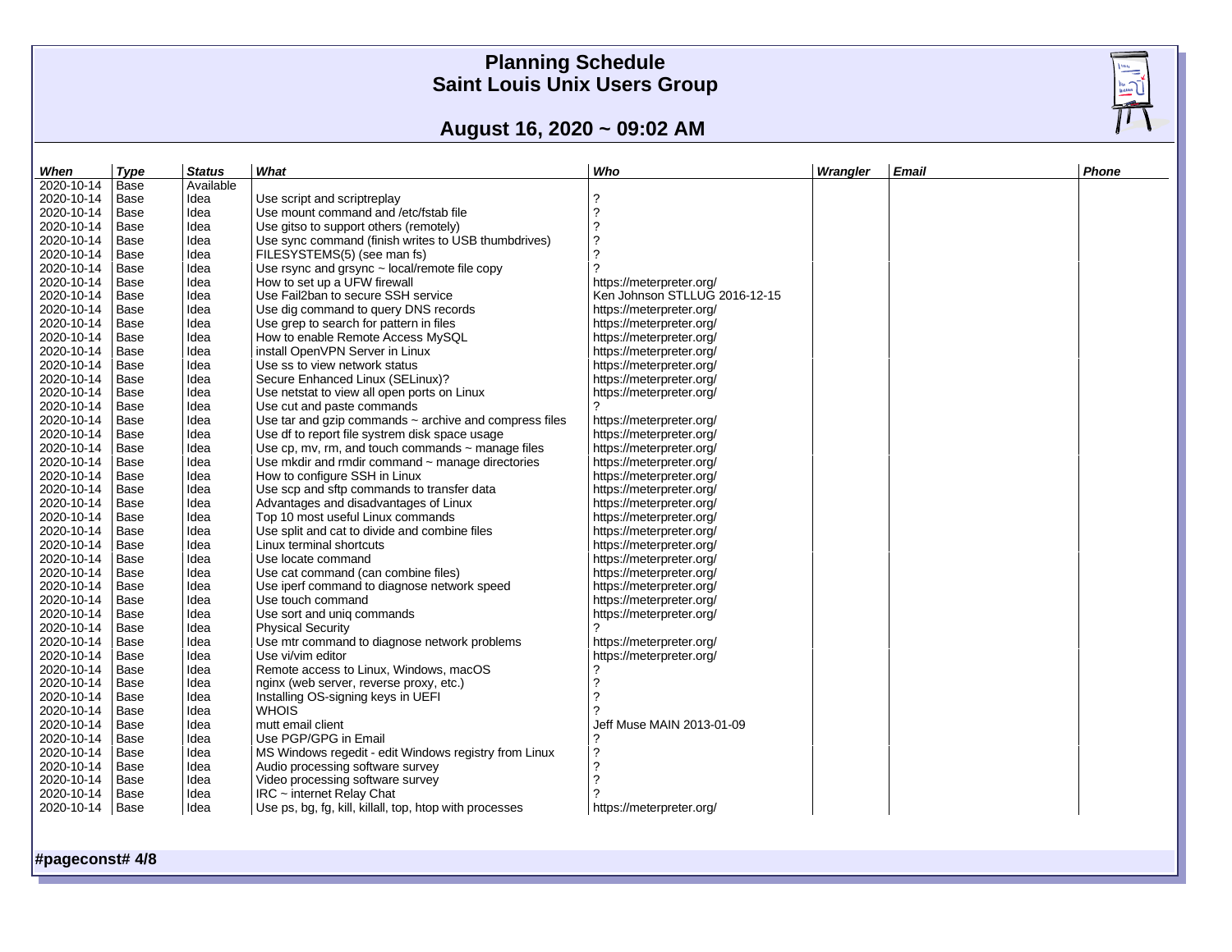# Planning Schedule
# Saint Louis Unix Users Group

## August 16, 2020 ~ 09:02 AM

| When | Type | Status | What | Who | Wrangler | Email | Phone |
|---|---|---|---|---|---|---|---|
| 2020-10-14 | Base | Available | | | | | |
| 2020-10-14 | Base | Idea | Use script and scriptreplay | ? | | | |
| 2020-10-14 | Base | Idea | Use mount command and /etc/fstab file | ? | | | |
| 2020-10-14 | Base | Idea | Use gitso to support others (remotely) | ? | | | |
| 2020-10-14 | Base | Idea | Use sync command (finish writes to USB thumbdrives) | ? | | | |
| 2020-10-14 | Base | Idea | FILESYSTEMS(5) (see man fs) | ? | | | |
| 2020-10-14 | Base | Idea | Use rsync and grsync ~ local/remote file copy | ? | | | |
| 2020-10-14 | Base | Idea | How to set up a UFW firewall | https://meterpreter.org/ | | | |
| 2020-10-14 | Base | Idea | Use Fail2ban to secure SSH service | Ken Johnson STLLUG 2016-12-15 | | | |
| 2020-10-14 | Base | Idea | Use dig command to query DNS records | https://meterpreter.org/ | | | |
| 2020-10-14 | Base | Idea | Use grep to search for pattern in files | https://meterpreter.org/ | | | |
| 2020-10-14 | Base | Idea | How to enable Remote Access MySQL | https://meterpreter.org/ | | | |
| 2020-10-14 | Base | Idea | install OpenVPN Server in Linux | https://meterpreter.org/ | | | |
| 2020-10-14 | Base | Idea | Use ss to view network status | https://meterpreter.org/ | | | |
| 2020-10-14 | Base | Idea | Secure Enhanced Linux (SELinux)? | https://meterpreter.org/ | | | |
| 2020-10-14 | Base | Idea | Use netstat to view all open ports on Linux | https://meterpreter.org/ | | | |
| 2020-10-14 | Base | Idea | Use cut and paste commands | ? | | | |
| 2020-10-14 | Base | Idea | Use tar and gzip commands ~ archive and compress files | https://meterpreter.org/ | | | |
| 2020-10-14 | Base | Idea | Use df to report file systrem disk space usage | https://meterpreter.org/ | | | |
| 2020-10-14 | Base | Idea | Use cp, mv, rm, and touch commands ~ manage files | https://meterpreter.org/ | | | |
| 2020-10-14 | Base | Idea | Use mkdir and rmdir command ~ manage directories | https://meterpreter.org/ | | | |
| 2020-10-14 | Base | Idea | How to configure SSH in Linux | https://meterpreter.org/ | | | |
| 2020-10-14 | Base | Idea | Use scp and sftp commands to transfer data | https://meterpreter.org/ | | | |
| 2020-10-14 | Base | Idea | Advantages and disadvantages of Linux | https://meterpreter.org/ | | | |
| 2020-10-14 | Base | Idea | Top 10 most useful Linux commands | https://meterpreter.org/ | | | |
| 2020-10-14 | Base | Idea | Use split and cat to divide and combine files | https://meterpreter.org/ | | | |
| 2020-10-14 | Base | Idea | Linux terminal shortcuts | https://meterpreter.org/ | | | |
| 2020-10-14 | Base | Idea | Use locate command | https://meterpreter.org/ | | | |
| 2020-10-14 | Base | Idea | Use cat command (can combine files) | https://meterpreter.org/ | | | |
| 2020-10-14 | Base | Idea | Use iperf command to diagnose network speed | https://meterpreter.org/ | | | |
| 2020-10-14 | Base | Idea | Use touch command | https://meterpreter.org/ | | | |
| 2020-10-14 | Base | Idea | Use sort and uniq commands | https://meterpreter.org/ | | | |
| 2020-10-14 | Base | Idea | Physical Security | ? | | | |
| 2020-10-14 | Base | Idea | Use mtr command to diagnose network problems | https://meterpreter.org/ | | | |
| 2020-10-14 | Base | Idea | Use vi/vim editor | https://meterpreter.org/ | | | |
| 2020-10-14 | Base | Idea | Remote access to Linux, Windows, macOS | ? | | | |
| 2020-10-14 | Base | Idea | nginx (web server, reverse proxy, etc.) | ? | | | |
| 2020-10-14 | Base | Idea | Installing OS-signing keys in UEFI | ? | | | |
| 2020-10-14 | Base | Idea | WHOIS | ? | | | |
| 2020-10-14 | Base | Idea | mutt email client | Jeff Muse MAIN 2013-01-09 | | | |
| 2020-10-14 | Base | Idea | Use PGP/GPG in Email | ? | | | |
| 2020-10-14 | Base | Idea | MS Windows regedit - edit Windows registry from Linux | ? | | | |
| 2020-10-14 | Base | Idea | Audio processing software survey | ? | | | |
| 2020-10-14 | Base | Idea | Video processing software survey | ? | | | |
| 2020-10-14 | Base | Idea | IRC ~ internet Relay Chat | ? | | | |
| 2020-10-14 | Base | Idea | Use ps, bg, fg, kill, killall, top, htop with processes | https://meterpreter.org/ | | | |

**#pageconst# 4/8**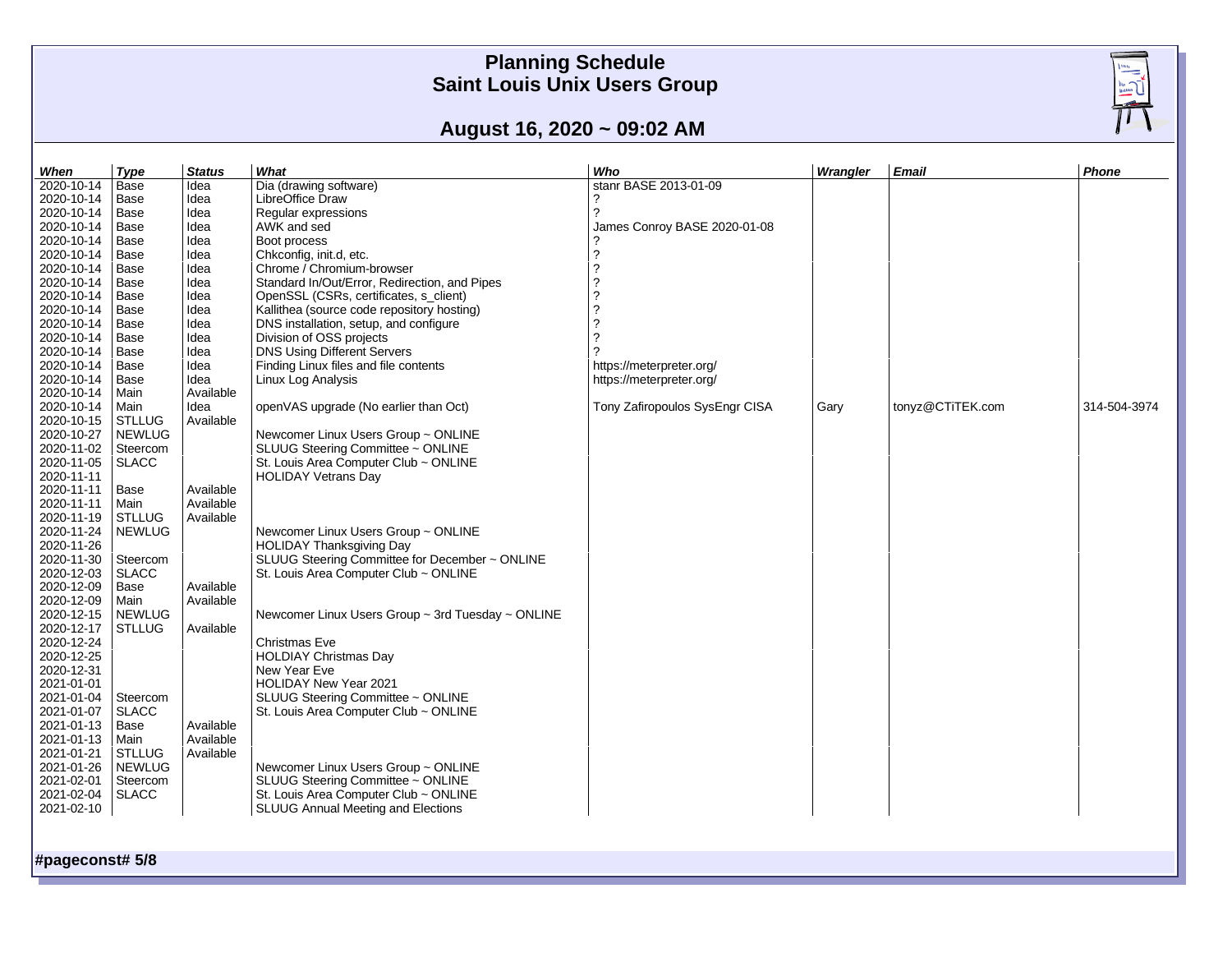# Planning Schedule
# Saint Louis Unix Users Group

## August 16, 2020 ~ 09:02 AM

| When | Type | Status | What | Who | Wrangler | Email | Phone |
|---|---|---|---|---|---|---|---|
| 2020-10-14 | Base | Idea | Dia (drawing software) | stanr BASE 2013-01-09 | | | |
| 2020-10-14 | Base | Idea | LibreOffice Draw | ? | | | |
| 2020-10-14 | Base | Idea | Regular expressions | ? | | | |
| 2020-10-14 | Base | Idea | AWK and sed | James Conroy BASE 2020-01-08 | | | |
| 2020-10-14 | Base | Idea | Boot process | ? | | | |
| 2020-10-14 | Base | Idea | Chkconfig, init.d, etc. | ? | | | |
| 2020-10-14 | Base | Idea | Chrome / Chromium-browser | ? | | | |
| 2020-10-14 | Base | Idea | Standard In/Out/Error, Redirection, and Pipes | ? | | | |
| 2020-10-14 | Base | Idea | OpenSSL (CSRs, certificates, s_client) | ? | | | |
| 2020-10-14 | Base | Idea | Kallithea (source code repository hosting) | ? | | | |
| 2020-10-14 | Base | Idea | DNS installation, setup, and configure | ? | | | |
| 2020-10-14 | Base | Idea | Division of OSS projects | ? | | | |
| 2020-10-14 | Base | Idea | DNS Using Different Servers | ? | | | |
| 2020-10-14 | Base | Idea | Finding Linux files and file contents | https://meterpreter.org/ | | | |
| 2020-10-14 | Base | Idea | Linux Log Analysis | https://meterpreter.org/ | | | |
| 2020-10-14 | Main | Available | | | | | |
| 2020-10-14 | Main | Idea | openVAS upgrade (No earlier than Oct) | Tony Zafiropoulos SysEngr CISA | Gary | tonyz@CTiTEK.com | 314-504-3974 |
| 2020-10-15 | STLLUG | Available | | | | | |
| 2020-10-27 | NEWLUG | | Newcomer Linux Users Group ~ ONLINE | | | | |
| 2020-11-02 | Steercom | | SLUUG Steering Committee ~ ONLINE | | | | |
| 2020-11-05 | SLACC | | St. Louis Area Computer Club ~ ONLINE | | | | |
| 2020-11-11 | | | HOLIDAY Vetrans Day | | | | |
| 2020-11-11 | Base | Available | | | | | |
| 2020-11-11 | Main | Available | | | | | |
| 2020-11-19 | STLLUG | Available | | | | | |
| 2020-11-24 | NEWLUG | | Newcomer Linux Users Group ~ ONLINE | | | | |
| 2020-11-26 | | | HOLIDAY Thanksgiving Day | | | | |
| 2020-11-30 | Steercom | | SLUUG Steering Committee for December ~ ONLINE | | | | |
| 2020-12-03 | SLACC | | St. Louis Area Computer Club ~ ONLINE | | | | |
| 2020-12-09 | Base | Available | | | | | |
| 2020-12-09 | Main | Available | | | | | |
| 2020-12-15 | NEWLUG | | Newcomer Linux Users Group ~ 3rd Tuesday ~ ONLINE | | | | |
| 2020-12-17 | STLLUG | Available | | | | | |
| 2020-12-24 | | | Christmas Eve | | | | |
| 2020-12-25 | | | HOLDIAY Christmas Day | | | | |
| 2020-12-31 | | | New Year Eve | | | | |
| 2021-01-01 | | | HOLIDAY New Year 2021 | | | | |
| 2021-01-04 | Steercom | | SLUUG Steering Committee ~ ONLINE | | | | |
| 2021-01-07 | SLACC | | St. Louis Area Computer Club ~ ONLINE | | | | |
| 2021-01-13 | Base | Available | | | | | |
| 2021-01-13 | Main | Available | | | | | |
| 2021-01-21 | STLLUG | Available | | | | | |
| 2021-01-26 | NEWLUG | | Newcomer Linux Users Group ~ ONLINE | | | | |
| 2021-02-01 | Steercom | | SLUUG Steering Committee ~ ONLINE | | | | |
| 2021-02-04 | SLACC | | St. Louis Area Computer Club ~ ONLINE | | | | |
| 2021-02-10 | | | SLUUG Annual Meeting and Elections | | | | |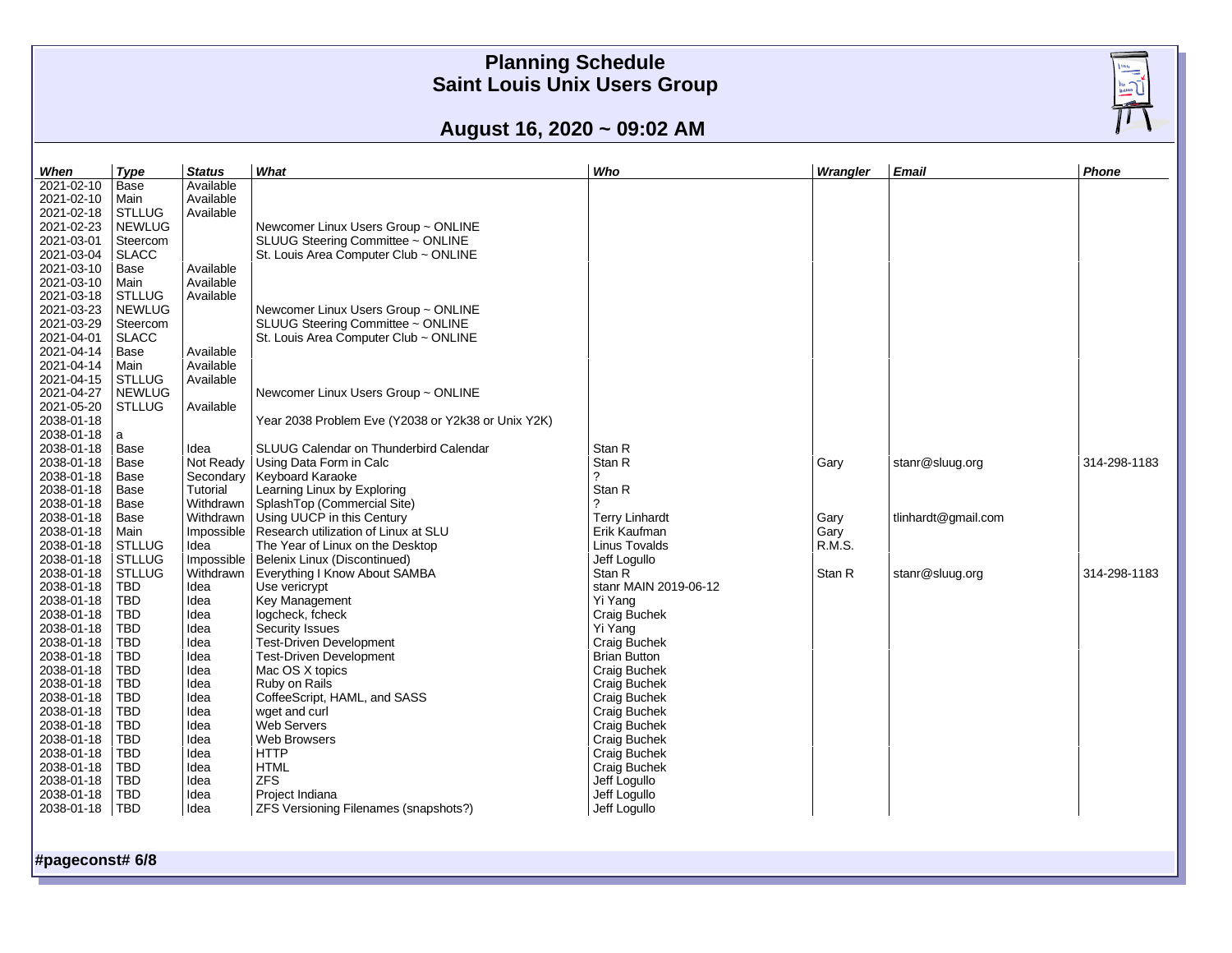# Planning Schedule
# Saint Louis Unix Users Group

## August 16, 2020 ~ 09:02 AM

| *When* | *Type* | *Status* | *What* | *Who* | *Wrangler* | *Email* | *Phone* |
|---|---|---|---|---|---|---|---|
| 2021-02-10 | Base | Available | | | | | |
| 2021-02-10 | Main | Available | | | | | |
| 2021-02-18 | STLLUG | Available | | | | | |
| 2021-02-23 | NEWLUG | | Newcomer Linux Users Group ~ ONLINE | | | | |
| 2021-03-01 | Steercom | | SLUUG Steering Committee ~ ONLINE | | | | |
| 2021-03-04 | SLACC | | St. Louis Area Computer Club ~ ONLINE | | | | |
| 2021-03-10 | Base | Available | | | | | |
| 2021-03-10 | Main | Available | | | | | |
| 2021-03-18 | STLLUG | Available | | | | | |
| 2021-03-23 | NEWLUG | | Newcomer Linux Users Group ~ ONLINE | | | | |
| 2021-03-29 | Steercom | | SLUUG Steering Committee ~ ONLINE | | | | |
| 2021-04-01 | SLACC | | St. Louis Area Computer Club ~ ONLINE | | | | |
| 2021-04-14 | Base | Available | | | | | |
| 2021-04-14 | Main | Available | | | | | |
| 2021-04-15 | STLLUG | Available | | | | | |
| 2021-04-27 | NEWLUG | | Newcomer Linux Users Group ~ ONLINE | | | | |
| 2021-05-20 | STLLUG | Available | | | | | |
| 2038-01-18 | | | Year 2038 Problem Eve (Y2038 or Y2k38 or Unix Y2K) | | | | |
| 2038-01-18 | a | | | | | | |
| 2038-01-18 | Base | Idea | SLUUG Calendar on Thunderbird Calendar | Stan R | | | |
| 2038-01-18 | Base | Not Ready | Using Data Form in Calc | Stan R | Gary | stanr@sluug.org | 314-298-1183 |
| 2038-01-18 | Base | Secondary | Keyboard Karaoke | ? | | | |
| 2038-01-18 | Base | Tutorial | Learning Linux by Exploring | Stan R | | | |
| 2038-01-18 | Base | Withdrawn | SplashTop (Commercial Site) | ? | | | |
| 2038-01-18 | Base | Withdrawn | Using UUCP in this Century | Terry Linhardt | Gary | tlinhardt@gmail.com | |
| 2038-01-18 | Main | Impossible | Research utilization of Linux at SLU | Erik Kaufman | Gary | | |
| 2038-01-18 | STLLUG | Idea | The Year of Linux on the Desktop | Linus Tovalds | R.M.S. | | |
| 2038-01-18 | STLLUG | Impossible | Belenix Linux (Discontinued) | Jeff Logullo | | | |
| 2038-01-18 | STLLUG | Withdrawn | Everything I Know About SAMBA | Stan R | Stan R | stanr@sluug.org | 314-298-1183 |
| 2038-01-18 | TBD | Idea | Use vericrypt | stanr MAIN 2019-06-12 | | | |
| 2038-01-18 | TBD | Idea | Key Management | Yi Yang | | | |
| 2038-01-18 | TBD | Idea | logcheck, fcheck | Craig Buchek | | | |
| 2038-01-18 | TBD | Idea | Security Issues | Yi Yang | | | |
| 2038-01-18 | TBD | Idea | Test-Driven Development | Craig Buchek | | | |
| 2038-01-18 | TBD | Idea | Test-Driven Development | Brian Button | | | |
| 2038-01-18 | TBD | Idea | Mac OS X topics | Craig Buchek | | | |
| 2038-01-18 | TBD | Idea | Ruby on Rails | Craig Buchek | | | |
| 2038-01-18 | TBD | Idea | CoffeeScript, HAML, and SASS | Craig Buchek | | | |
| 2038-01-18 | TBD | Idea | wget and curl | Craig Buchek | | | |
| 2038-01-18 | TBD | Idea | Web Servers | Craig Buchek | | | |
| 2038-01-18 | TBD | Idea | Web Browsers | Craig Buchek | | | |
| 2038-01-18 | TBD | Idea | HTTP | Craig Buchek | | | |
| 2038-01-18 | TBD | Idea | HTML | Craig Buchek | | | |
| 2038-01-18 | TBD | Idea | ZFS | Jeff Logullo | | | |
| 2038-01-18 | TBD | Idea | Project Indiana | Jeff Logullo | | | |
| 2038-01-18 | TBD | Idea | ZFS Versioning Filenames (snapshots?) | Jeff Logullo | | | |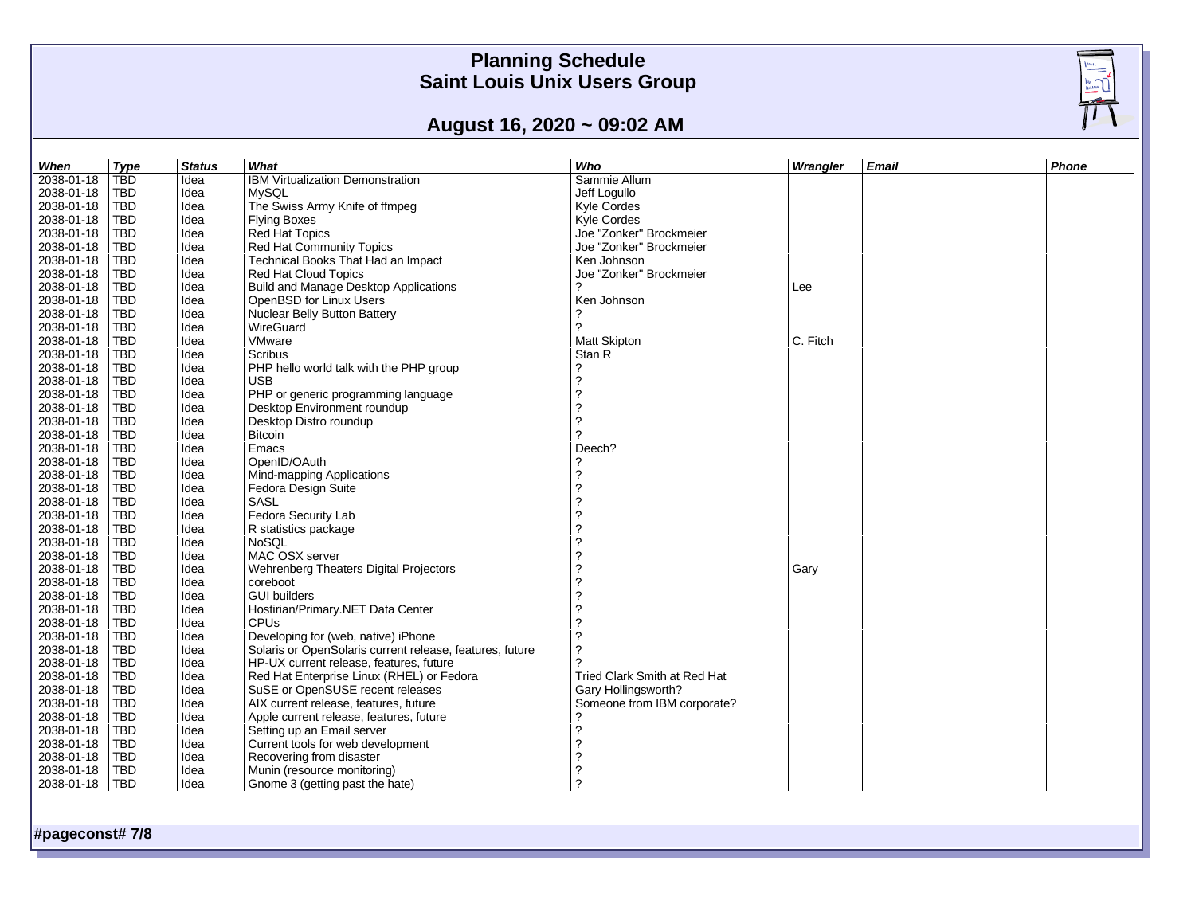# Planning Schedule
# Saint Louis Unix Users Group

## August 16, 2020 ~ 09:02 AM

| When | Type | Status | What | Who | Wrangler | Email | Phone |
|---|---|---|---|---|---|---|---|
| 2038-01-18 | TBD | Idea | IBM Virtualization Demonstration | Sammie Allum | | | |
| 2038-01-18 | TBD | Idea | MySQL | Jeff Logullo | | | |
| 2038-01-18 | TBD | Idea | The Swiss Army Knife of ffmpeg | Kyle Cordes | | | |
| 2038-01-18 | TBD | Idea | Flying Boxes | Kyle Cordes | | | |
| 2038-01-18 | TBD | Idea | Red Hat Topics | Joe "Zonker" Brockmeier | | | |
| 2038-01-18 | TBD | Idea | Red Hat Community Topics | Joe "Zonker" Brockmeier | | | |
| 2038-01-18 | TBD | Idea | Technical Books That Had an Impact | Ken Johnson | | | |
| 2038-01-18 | TBD | Idea | Red Hat Cloud Topics | Joe "Zonker" Brockmeier | | | |
| 2038-01-18 | TBD | Idea | Build and Manage Desktop Applications | ? | Lee | | |
| 2038-01-18 | TBD | Idea | OpenBSD for Linux Users | Ken Johnson | | | |
| 2038-01-18 | TBD | Idea | Nuclear Belly Button Battery | ? | | | |
| 2038-01-18 | TBD | Idea | WireGuard | ? | | | |
| 2038-01-18 | TBD | Idea | VMware | Matt Skipton | C. Fitch | | |
| 2038-01-18 | TBD | Idea | Scribus | Stan R | | | |
| 2038-01-18 | TBD | Idea | PHP hello world talk with the PHP group | ? | | | |
| 2038-01-18 | TBD | Idea | USB | ? | | | |
| 2038-01-18 | TBD | Idea | PHP or generic programming language | ? | | | |
| 2038-01-18 | TBD | Idea | Desktop Environment roundup | ? | | | |
| 2038-01-18 | TBD | Idea | Desktop Distro roundup | ? | | | |
| 2038-01-18 | TBD | Idea | Bitcoin | ? | | | |
| 2038-01-18 | TBD | Idea | Emacs | Deech? | | | |
| 2038-01-18 | TBD | Idea | OpenID/OAuth | ? | | | |
| 2038-01-18 | TBD | Idea | Mind-mapping Applications | ? | | | |
| 2038-01-18 | TBD | Idea | Fedora Design Suite | ? | | | |
| 2038-01-18 | TBD | Idea | SASL | ? | | | |
| 2038-01-18 | TBD | Idea | Fedora Security Lab | ? | | | |
| 2038-01-18 | TBD | Idea | R statistics package | ? | | | |
| 2038-01-18 | TBD | Idea | NoSQL | ? | | | |
| 2038-01-18 | TBD | Idea | MAC OSX server | ? | | | |
| 2038-01-18 | TBD | Idea | Wehrenberg Theaters Digital Projectors | ? | Gary | | |
| 2038-01-18 | TBD | Idea | coreboot | ? | | | |
| 2038-01-18 | TBD | Idea | GUI builders | ? | | | |
| 2038-01-18 | TBD | Idea | Hostirian/Primary.NET Data Center | ? | | | |
| 2038-01-18 | TBD | Idea | CPUs | ? | | | |
| 2038-01-18 | TBD | Idea | Developing for (web, native) iPhone | ? | | | |
| 2038-01-18 | TBD | Idea | Solaris or OpenSolaris current release, features, future | ? | | | |
| 2038-01-18 | TBD | Idea | HP-UX current release, features, future | ? | | | |
| 2038-01-18 | TBD | Idea | Red Hat Enterprise Linux (RHEL) or Fedora | Tried Clark Smith at Red Hat | | | |
| 2038-01-18 | TBD | Idea | SuSE or OpenSUSE recent releases | Gary Hollingsworth? | | | |
| 2038-01-18 | TBD | Idea | AIX current release, features, future | Someone from IBM corporate? | | | |
| 2038-01-18 | TBD | Idea | Apple current release, features, future | ? | | | |
| 2038-01-18 | TBD | Idea | Setting up an Email server | ? | | | |
| 2038-01-18 | TBD | Idea | Current tools for web development | ? | | | |
| 2038-01-18 | TBD | Idea | Recovering from disaster | ? | | | |
| 2038-01-18 | TBD | Idea | Munin (resource monitoring) | ? | | | |
| 2038-01-18 | TBD | Idea | Gnome 3 (getting past the hate) | ? | | | |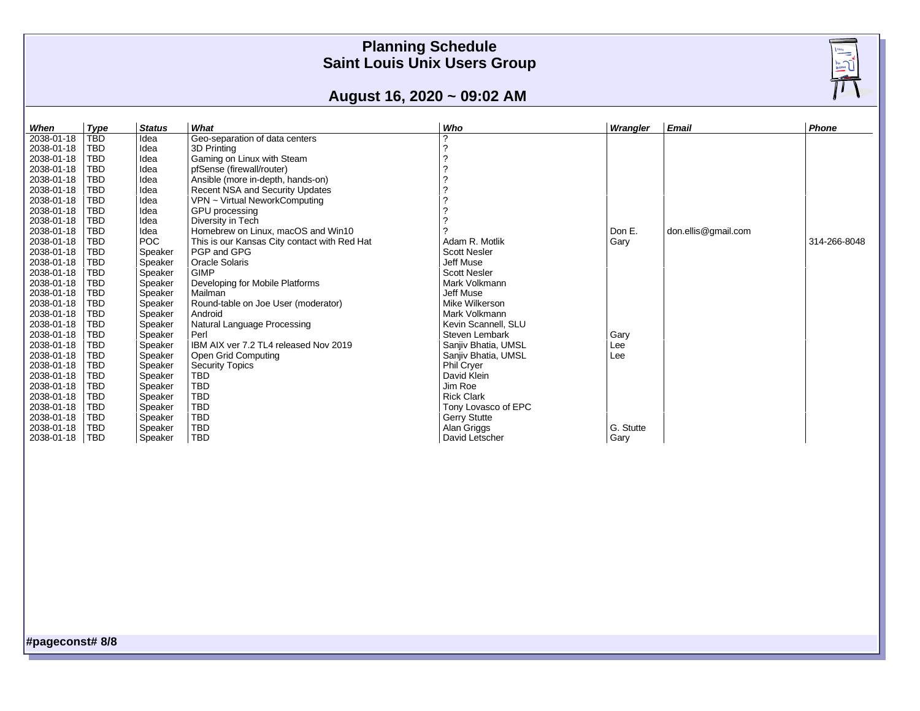# Planning Schedule
# Saint Louis Unix Users Group

## August 16, 2020 ~ 09:02 AM

| When | Type | Status | What | Who | Wrangler | Email | Phone |
|---|---|---|---|---|---|---|---|
| 2038-01-18 | TBD | Idea | Geo-separation of data centers | ? | | | |
| 2038-01-18 | TBD | Idea | 3D Printing | ? | | | |
| 2038-01-18 | TBD | Idea | Gaming on Linux with Steam | ? | | | |
| 2038-01-18 | TBD | Idea | pfSense (firewall/router) | ? | | | |
| 2038-01-18 | TBD | Idea | Ansible (more in-depth, hands-on) | ? | | | |
| 2038-01-18 | TBD | Idea | Recent NSA and Security Updates | ? | | | |
| 2038-01-18 | TBD | Idea | VPN ~ Virtual NeworkComputing | ? | | | |
| 2038-01-18 | TBD | Idea | GPU processing | ? | | | |
| 2038-01-18 | TBD | Idea | Diversity in Tech | ? | | | |
| 2038-01-18 | TBD | Idea | Homebrew on Linux, macOS and Win10 | ? | Don E. | don.ellis@gmail.com | |
| 2038-01-18 | TBD | POC | This is our Kansas City contact with Red Hat | Adam R. Motlik | Gary | | 314-266-8048 |
| 2038-01-18 | TBD | Speaker | PGP and GPG | Scott Nesler | | | |
| 2038-01-18 | TBD | Speaker | Oracle Solaris | Jeff Muse | | | |
| 2038-01-18 | TBD | Speaker | GIMP | Scott Nesler | | | |
| 2038-01-18 | TBD | Speaker | Developing for Mobile Platforms | Mark Volkmann | | | |
| 2038-01-18 | TBD | Speaker | Mailman | Jeff Muse | | | |
| 2038-01-18 | TBD | Speaker | Round-table on Joe User (moderator) | Mike Wilkerson | | | |
| 2038-01-18 | TBD | Speaker | Android | Mark Volkmann | | | |
| 2038-01-18 | TBD | Speaker | Natural Language Processing | Kevin Scannell, SLU | | | |
| 2038-01-18 | TBD | Speaker | Perl | Steven Lembark | Gary | | |
| 2038-01-18 | TBD | Speaker | IBM AIX ver 7.2 TL4 released Nov 2019 | Sanjiv Bhatia, UMSL | Lee | | |
| 2038-01-18 | TBD | Speaker | Open Grid Computing | Sanjiv Bhatia, UMSL | Lee | | |
| 2038-01-18 | TBD | Speaker | Security Topics | Phil Cryer | | | |
| 2038-01-18 | TBD | Speaker | TBD | David Klein | | | |
| 2038-01-18 | TBD | Speaker | TBD | Jim Roe | | | |
| 2038-01-18 | TBD | Speaker | TBD | Rick Clark | | | |
| 2038-01-18 | TBD | Speaker | TBD | Tony Lovasco of EPC | | | |
| 2038-01-18 | TBD | Speaker | TBD | Gerry Stutte | | | |
| 2038-01-18 | TBD | Speaker | TBD | Alan Griggs | G. Stutte | | |
| 2038-01-18 | TBD | Speaker | TBD | David Letscher | Gary | | |

#pageconst# 8/8